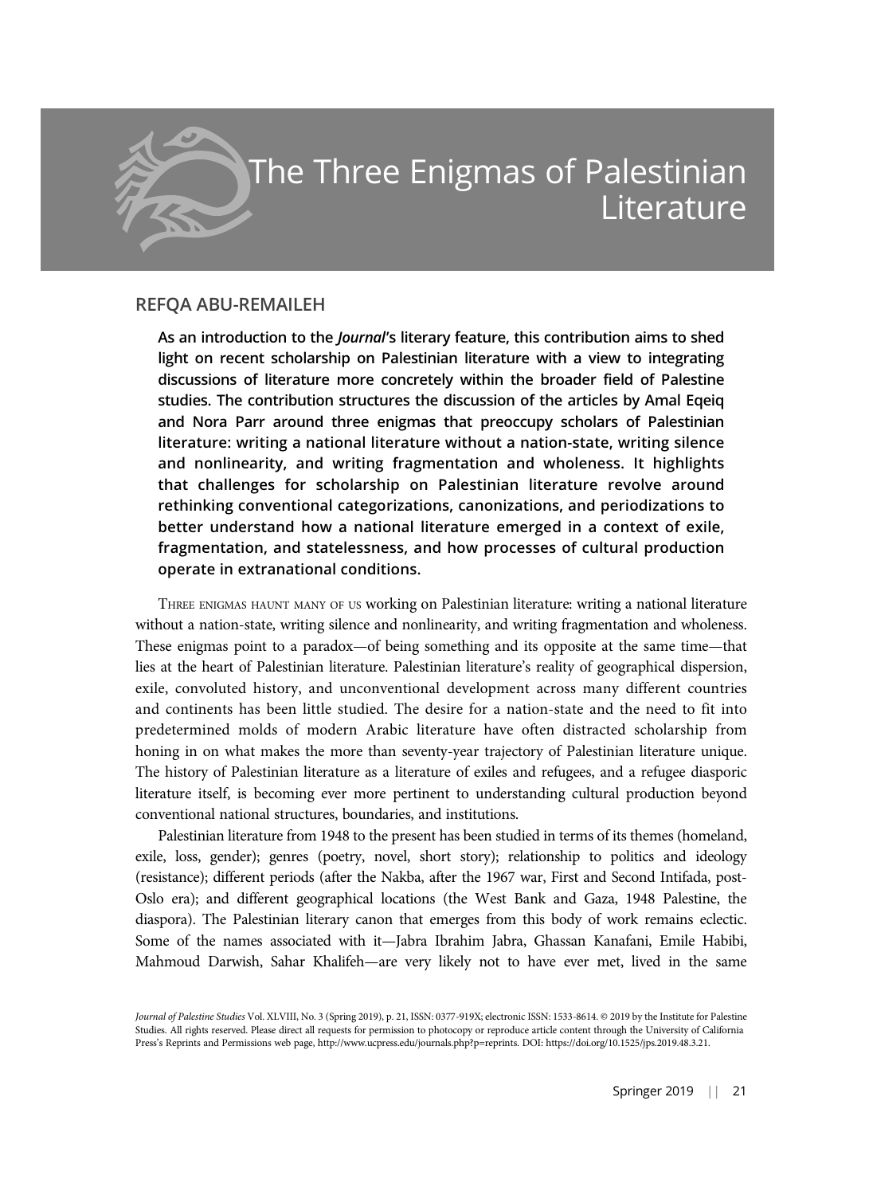# The Three Enigmas of Palestinian Literature

## REFQA ABU-REMAILEH

**As an introduction to the *Journal*'s literary feature, this contribution aims to shed light on recent scholarship on Palestinian literature with a view to integrating discussions of literature more concretely within the broader field of Palestine studies. The contribution structures the discussion of the articles by Amal Eqeiq and Nora Parr around three enigmas that preoccupy scholars of Palestinian literature: writing a national literature without a nation-state, writing silence and nonlinearity, and writing fragmentation and wholeness. It highlights that challenges for scholarship on Palestinian literature revolve around rethinking conventional categorizations, canonizations, and periodizations to better understand how a national literature emerged in a context of exile, fragmentation, and statelessness, and how processes of cultural production operate in extranational conditions.**

THREE ENIGMAS HAUNT MANY OF US working on Palestinian literature: writing a national literature without a nation-state, writing silence and nonlinearity, and writing fragmentation and wholeness. These enigmas point to a paradox—of being something and its opposite at the same time—that lies at the heart of Palestinian literature. Palestinian literature's reality of geographical dispersion, exile, convoluted history, and unconventional development across many different countries and continents has been little studied. The desire for a nation-state and the need to fit into predetermined molds of modern Arabic literature have often distracted scholarship from honing in on what makes the more than seventy-year trajectory of Palestinian literature unique. The history of Palestinian literature as a literature of exiles and refugees, and a refugee diasporic literature itself, is becoming ever more pertinent to understanding cultural production beyond conventional national structures, boundaries, and institutions.

Palestinian literature from 1948 to the present has been studied in terms of its themes (homeland, exile, loss, gender); genres (poetry, novel, short story); relationship to politics and ideology (resistance); different periods (after the Nakba, after the 1967 war, First and Second Intifada, post-Oslo era); and different geographical locations (the West Bank and Gaza, 1948 Palestine, the diaspora). The Palestinian literary canon that emerges from this body of work remains eclectic. Some of the names associated with it—Jabra Ibrahim Jabra, Ghassan Kanafani, Emile Habibi, Mahmoud Darwish, Sahar Khalifeh—are very likely not to have ever met, lived in the same

*Journal of Palestine Studies* Vol. XLVIII, No. 3 (Spring 2019), p. 21, ISSN: 0377-919X; electronic ISSN: 1533-8614. © 2019 by the Institute for Palestine Studies. All rights reserved. Please direct all requests for permission to photocopy or reproduce article content through the University of California Press's Reprints and Permissions web page, http://www.ucpress.edu/journals.php?p=reprints. DOI: https://doi.org/10.1525/jps.2019.48.3.21.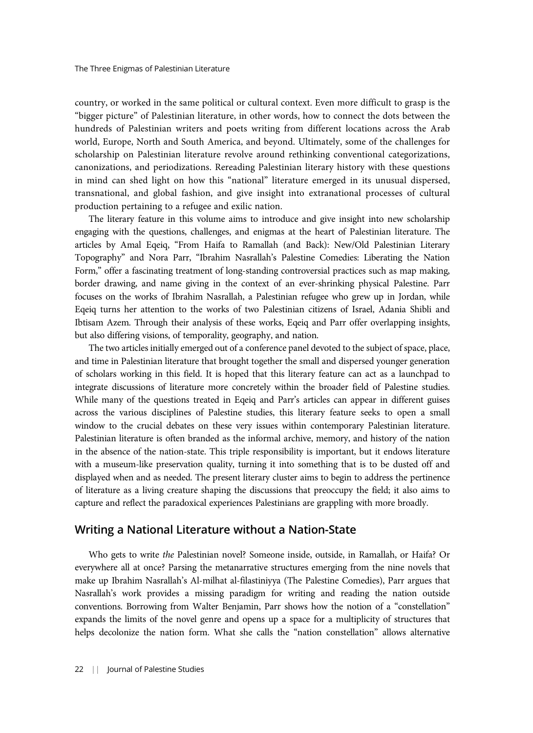country, or worked in the same political or cultural context. Even more difficult to grasp is the "bigger picture" of Palestinian literature, in other words, how to connect the dots between the hundreds of Palestinian writers and poets writing from different locations across the Arab world, Europe, North and South America, and beyond. Ultimately, some of the challenges for scholarship on Palestinian literature revolve around rethinking conventional categorizations, canonizations, and periodizations. Rereading Palestinian literary history with these questions in mind can shed light on how this "national" literature emerged in its unusual dispersed, transnational, and global fashion, and give insight into extranational processes of cultural production pertaining to a refugee and exilic nation.

The literary feature in this volume aims to introduce and give insight into new scholarship engaging with the questions, challenges, and enigmas at the heart of Palestinian literature. The articles by Amal Eqeiq, "From Haifa to Ramallah (and Back): New/Old Palestinian Literary Topography" and Nora Parr, "Ibrahim Nasrallah's Palestine Comedies: Liberating the Nation Form," offer a fascinating treatment of long-standing controversial practices such as map making, border drawing, and name giving in the context of an ever-shrinking physical Palestine. Parr focuses on the works of Ibrahim Nasrallah, a Palestinian refugee who grew up in Jordan, while Eqeiq turns her attention to the works of two Palestinian citizens of Israel, Adania Shibli and Ibtisam Azem. Through their analysis of these works, Eqeiq and Parr offer overlapping insights, but also differing visions, of temporality, geography, and nation.

The two articles initially emerged out of a conference panel devoted to the subject of space, place, and time in Palestinian literature that brought together the small and dispersed younger generation of scholars working in this field. It is hoped that this literary feature can act as a launchpad to integrate discussions of literature more concretely within the broader field of Palestine studies. While many of the questions treated in Eqeiq and Parr's articles can appear in different guises across the various disciplines of Palestine studies, this literary feature seeks to open a small window to the crucial debates on these very issues within contemporary Palestinian literature. Palestinian literature is often branded as the informal archive, memory, and history of the nation in the absence of the nation-state. This triple responsibility is important, but it endows literature with a museum-like preservation quality, turning it into something that is to be dusted off and displayed when and as needed. The present literary cluster aims to begin to address the pertinence of literature as a living creature shaping the discussions that preoccupy the field; it also aims to capture and reflect the paradoxical experiences Palestinians are grappling with more broadly.

## Writing a National Literature without a Nation-State

Who gets to write *the* Palestinian novel? Someone inside, outside, in Ramallah, or Haifa? Or everywhere all at once? Parsing the metanarrative structures emerging from the nine novels that make up Ibrahim Nasrallah's Al-milhat al-filastiniyya (The Palestine Comedies), Parr argues that Nasrallah's work provides a missing paradigm for writing and reading the nation outside conventions. Borrowing from Walter Benjamin, Parr shows how the notion of a "constellation" expands the limits of the novel genre and opens up a space for a multiplicity of structures that helps decolonize the nation form. What she calls the "nation constellation" allows alternative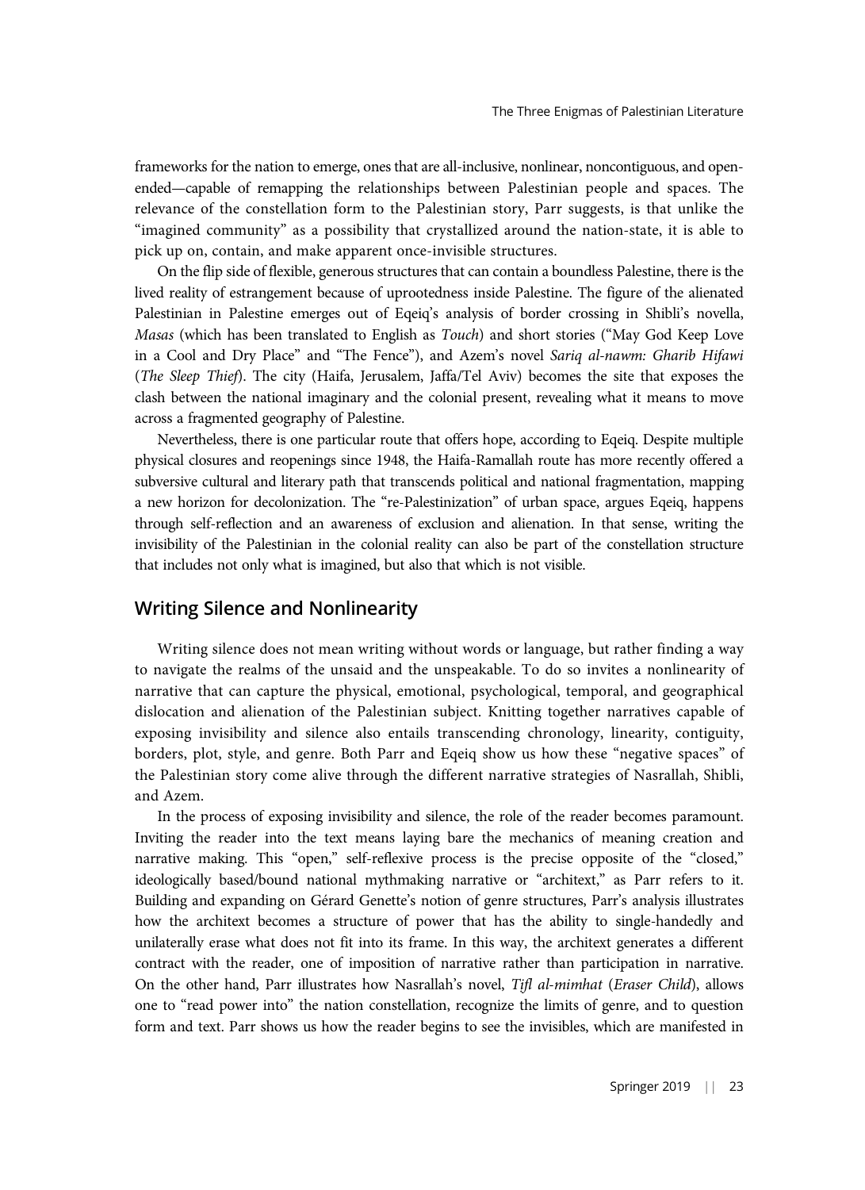frameworks for the nation to emerge, ones that are all-inclusive, nonlinear, noncontiguous, and open-ended—capable of remapping the relationships between Palestinian people and spaces. The relevance of the constellation form to the Palestinian story, Parr suggests, is that unlike the "imagined community" as a possibility that crystallized around the nation-state, it is able to pick up on, contain, and make apparent once-invisible structures.

On the flip side of flexible, generous structures that can contain a boundless Palestine, there is the lived reality of estrangement because of uprootedness inside Palestine. The figure of the alienated Palestinian in Palestine emerges out of Eqeiq's analysis of border crossing in Shibli's novella, *Masas* (which has been translated to English as *Touch*) and short stories ("May God Keep Love in a Cool and Dry Place" and "The Fence"), and Azem's novel *Sariq al-nawm: Gharib Hifawi* (*The Sleep Thief*). The city (Haifa, Jerusalem, Jaffa/Tel Aviv) becomes the site that exposes the clash between the national imaginary and the colonial present, revealing what it means to move across a fragmented geography of Palestine.

Nevertheless, there is one particular route that offers hope, according to Eqeiq. Despite multiple physical closures and reopenings since 1948, the Haifa-Ramallah route has more recently offered a subversive cultural and literary path that transcends political and national fragmentation, mapping a new horizon for decolonization. The "re-Palestinization" of urban space, argues Eqeiq, happens through self-reflection and an awareness of exclusion and alienation. In that sense, writing the invisibility of the Palestinian in the colonial reality can also be part of the constellation structure that includes not only what is imagined, but also that which is not visible.

## Writing Silence and Nonlinearity

Writing silence does not mean writing without words or language, but rather finding a way to navigate the realms of the unsaid and the unspeakable. To do so invites a nonlinearity of narrative that can capture the physical, emotional, psychological, temporal, and geographical dislocation and alienation of the Palestinian subject. Knitting together narratives capable of exposing invisibility and silence also entails transcending chronology, linearity, contiguity, borders, plot, style, and genre. Both Parr and Eqeiq show us how these "negative spaces" of the Palestinian story come alive through the different narrative strategies of Nasrallah, Shibli, and Azem.

In the process of exposing invisibility and silence, the role of the reader becomes paramount. Inviting the reader into the text means laying bare the mechanics of meaning creation and narrative making. This "open," self-reflexive process is the precise opposite of the "closed," ideologically based/bound national mythmaking narrative or "architext," as Parr refers to it. Building and expanding on Gérard Genette's notion of genre structures, Parr's analysis illustrates how the architext becomes a structure of power that has the ability to single-handedly and unilaterally erase what does not fit into its frame. In this way, the architext generates a different contract with the reader, one of imposition of narrative rather than participation in narrative. On the other hand, Parr illustrates how Nasrallah's novel, *Tifl al-mimhat* (*Eraser Child*), allows one to "read power into" the nation constellation, recognize the limits of genre, and to question form and text. Parr shows us how the reader begins to see the invisibles, which are manifested in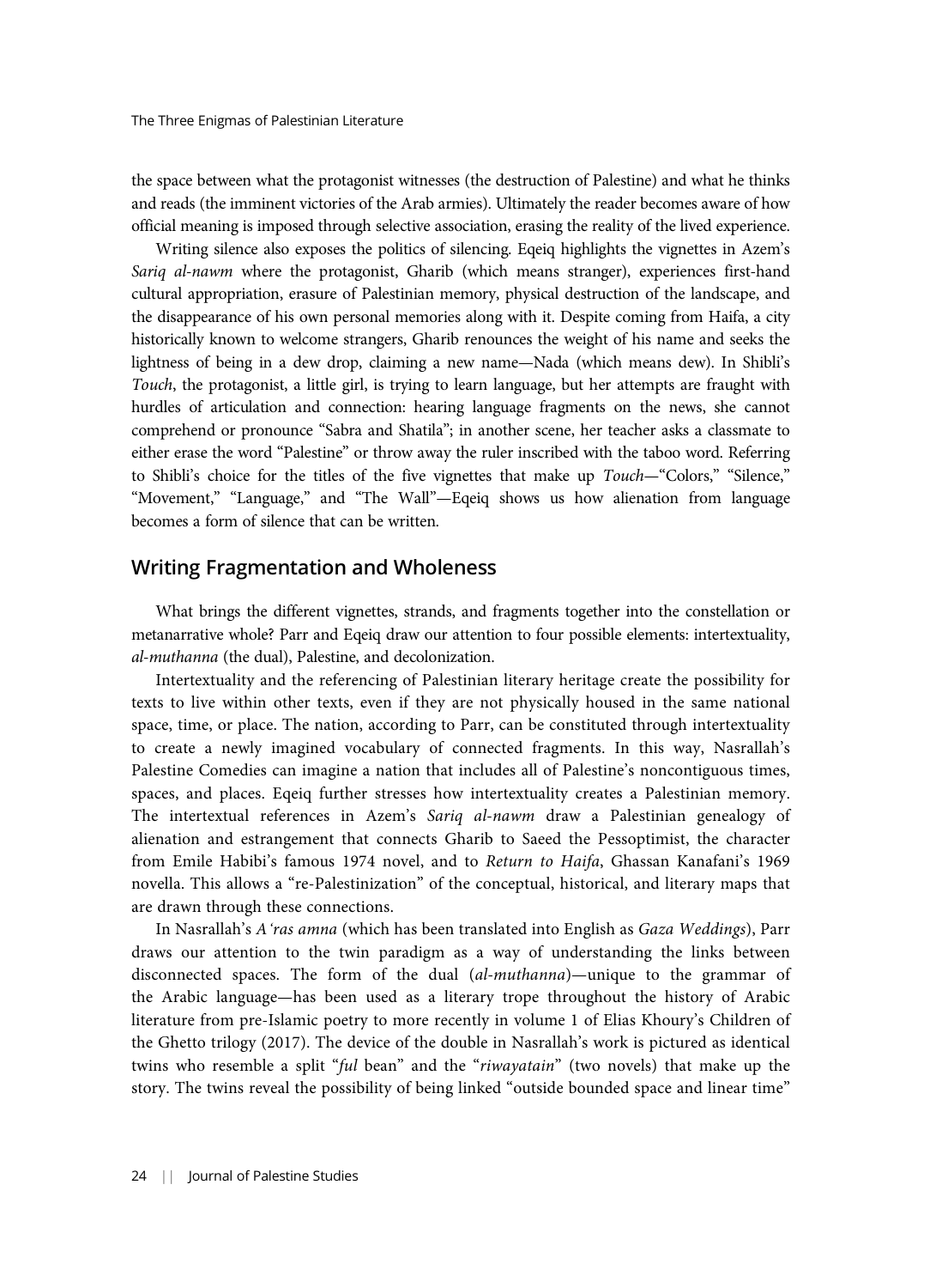the space between what the protagonist witnesses (the destruction of Palestine) and what he thinks and reads (the imminent victories of the Arab armies). Ultimately the reader becomes aware of how official meaning is imposed through selective association, erasing the reality of the lived experience.

Writing silence also exposes the politics of silencing. Eqeiq highlights the vignettes in Azem's *Sariq al-nawm* where the protagonist, Gharib (which means stranger), experiences first-hand cultural appropriation, erasure of Palestinian memory, physical destruction of the landscape, and the disappearance of his own personal memories along with it. Despite coming from Haifa, a city historically known to welcome strangers, Gharib renounces the weight of his name and seeks the lightness of being in a dew drop, claiming a new name—Nada (which means dew). In Shibli's *Touch*, the protagonist, a little girl, is trying to learn language, but her attempts are fraught with hurdles of articulation and connection: hearing language fragments on the news, she cannot comprehend or pronounce "Sabra and Shatila"; in another scene, her teacher asks a classmate to either erase the word "Palestine" or throw away the ruler inscribed with the taboo word. Referring to Shibli's choice for the titles of the five vignettes that make up *Touch*—"Colors," "Silence," "Movement," "Language," and "The Wall"—Eqeiq shows us how alienation from language becomes a form of silence that can be written.

## Writing Fragmentation and Wholeness

What brings the different vignettes, strands, and fragments together into the constellation or metanarrative whole? Parr and Eqeiq draw our attention to four possible elements: intertextuality, *al-muthanna* (the dual), Palestine, and decolonization.

Intertextuality and the referencing of Palestinian literary heritage create the possibility for texts to live within other texts, even if they are not physically housed in the same national space, time, or place. The nation, according to Parr, can be constituted through intertextuality to create a newly imagined vocabulary of connected fragments. In this way, Nasrallah's Palestine Comedies can imagine a nation that includes all of Palestine's noncontiguous times, spaces, and places. Eqeiq further stresses how intertextuality creates a Palestinian memory. The intertextual references in Azem's *Sariq al-nawm* draw a Palestinian genealogy of alienation and estrangement that connects Gharib to Saeed the Pessoptimist, the character from Emile Habibi's famous 1974 novel, and to *Return to Haifa*, Ghassan Kanafani's 1969 novella. This allows a "re-Palestinization" of the conceptual, historical, and literary maps that are drawn through these connections.

In Nasrallah's *A'ras amna* (which has been translated into English as *Gaza Weddings*), Parr draws our attention to the twin paradigm as a way of understanding the links between disconnected spaces. The form of the dual (*al-muthanna*)—unique to the grammar of the Arabic language—has been used as a literary trope throughout the history of Arabic literature from pre-Islamic poetry to more recently in volume 1 of Elias Khoury's Children of the Ghetto trilogy (2017). The device of the double in Nasrallah's work is pictured as identical twins who resemble a split "*ful* bean" and the "*riwayatain*" (two novels) that make up the story. The twins reveal the possibility of being linked "outside bounded space and linear time"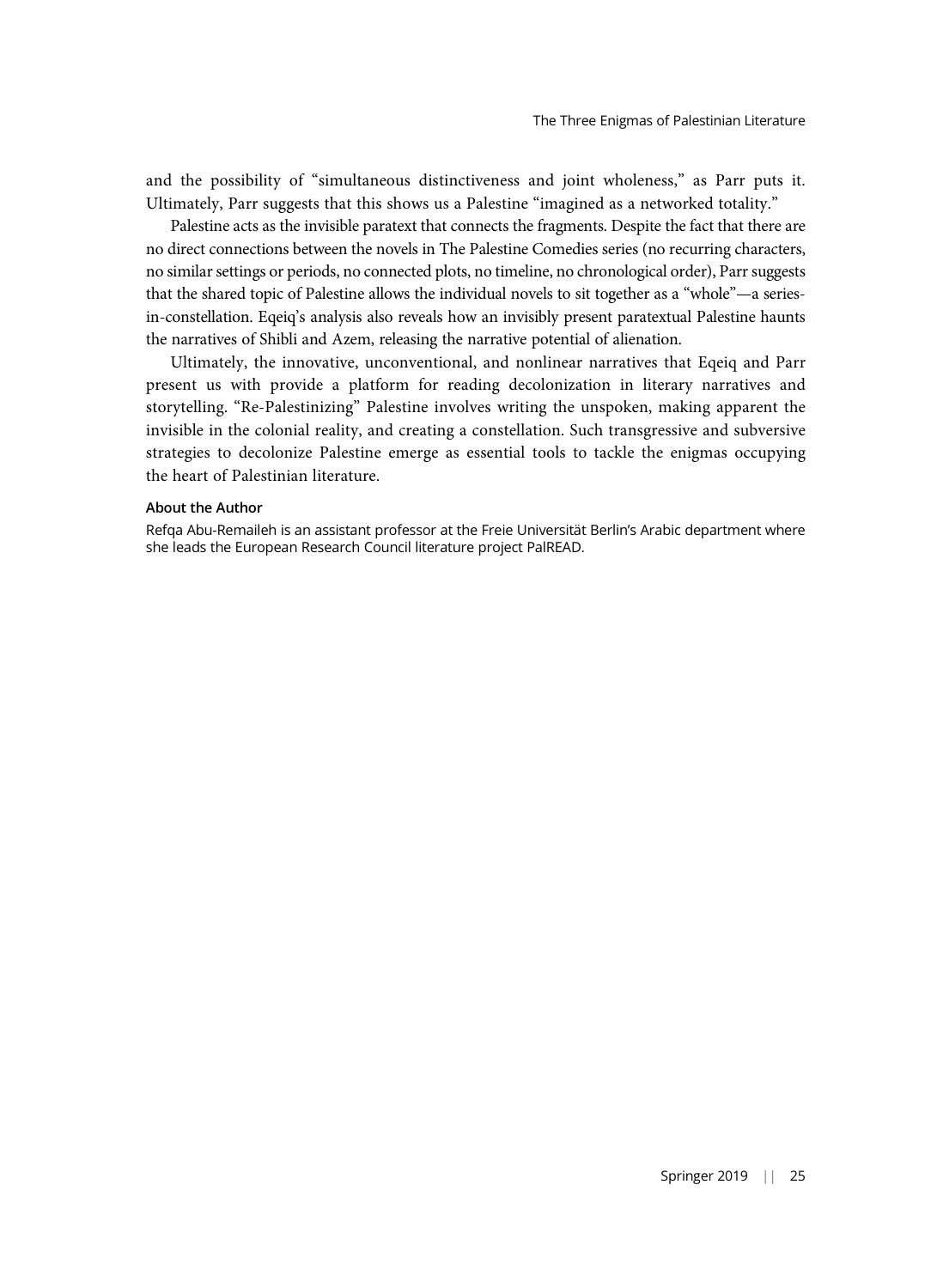and the possibility of "simultaneous distinctiveness and joint wholeness," as Parr puts it. Ultimately, Parr suggests that this shows us a Palestine "imagined as a networked totality."

Palestine acts as the invisible paratext that connects the fragments. Despite the fact that there are no direct connections between the novels in The Palestine Comedies series (no recurring characters, no similar settings or periods, no connected plots, no timeline, no chronological order), Parr suggests that the shared topic of Palestine allows the individual novels to sit together as a "whole"—a series-in-constellation. Eqeiq's analysis also reveals how an invisibly present paratextual Palestine haunts the narratives of Shibli and Azem, releasing the narrative potential of alienation.

Ultimately, the innovative, unconventional, and nonlinear narratives that Eqeiq and Parr present us with provide a platform for reading decolonization in literary narratives and storytelling. "Re-Palestinizing" Palestine involves writing the unspoken, making apparent the invisible in the colonial reality, and creating a constellation. Such transgressive and subversive strategies to decolonize Palestine emerge as essential tools to tackle the enigmas occupying the heart of Palestinian literature.

#### About the Author

Refqa Abu-Remaileh is an assistant professor at the Freie Universität Berlin's Arabic department where she leads the European Research Council literature project PalREAD.